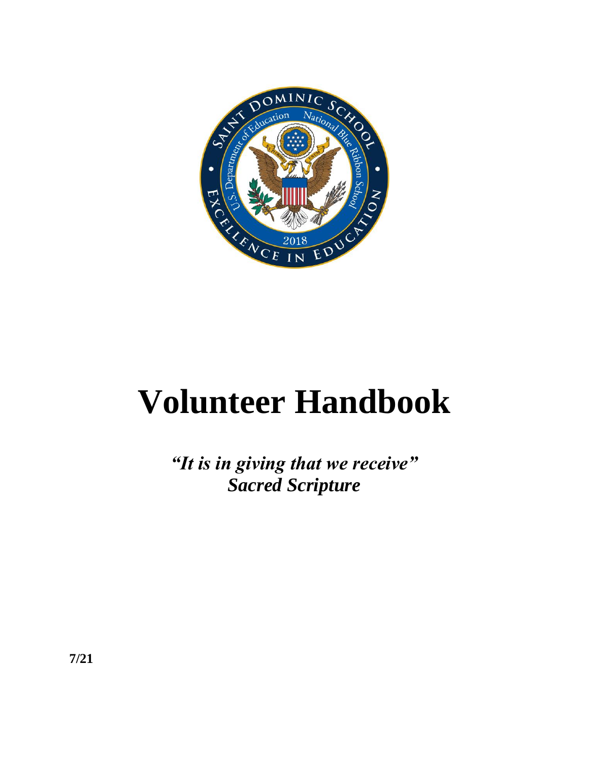# Volunteer Handbook

***"It is in giving that we receive"***
***Sacred Scripture***

**7/21**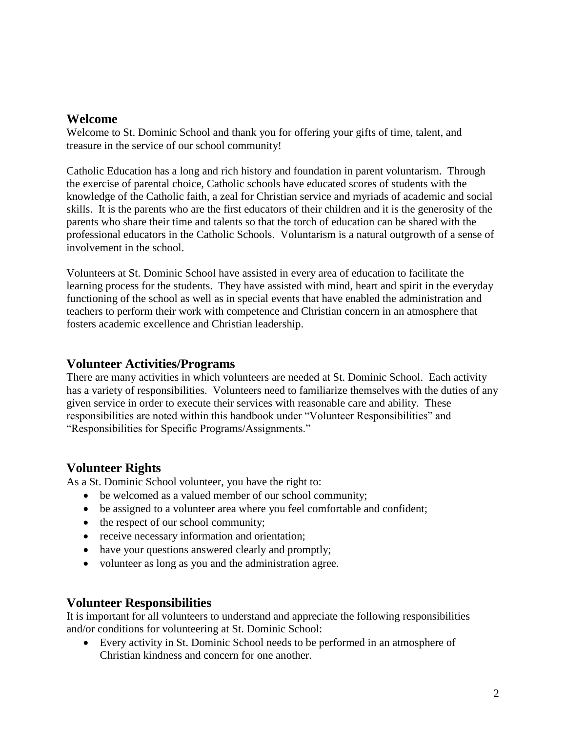## Welcome

Welcome to St. Dominic School and thank you for offering your gifts of time, talent, and treasure in the service of our school community!

Catholic Education has a long and rich history and foundation in parent voluntarism. Through the exercise of parental choice, Catholic schools have educated scores of students with the knowledge of the Catholic faith, a zeal for Christian service and myriads of academic and social skills. It is the parents who are the first educators of their children and it is the generosity of the parents who share their time and talents so that the torch of education can be shared with the professional educators in the Catholic Schools. Voluntarism is a natural outgrowth of a sense of involvement in the school.

Volunteers at St. Dominic School have assisted in every area of education to facilitate the learning process for the students. They have assisted with mind, heart and spirit in the everyday functioning of the school as well as in special events that have enabled the administration and teachers to perform their work with competence and Christian concern in an atmosphere that fosters academic excellence and Christian leadership.

## Volunteer Activities/Programs

There are many activities in which volunteers are needed at St. Dominic School. Each activity has a variety of responsibilities. Volunteers need to familiarize themselves with the duties of any given service in order to execute their services with reasonable care and ability. These responsibilities are noted within this handbook under "Volunteer Responsibilities" and "Responsibilities for Specific Programs/Assignments."

## Volunteer Rights

As a St. Dominic School volunteer, you have the right to:

- be welcomed as a valued member of our school community;
- be assigned to a volunteer area where you feel comfortable and confident;
- the respect of our school community;
- receive necessary information and orientation;
- have your questions answered clearly and promptly;
- volunteer as long as you and the administration agree.

## Volunteer Responsibilities

It is important for all volunteers to understand and appreciate the following responsibilities and/or conditions for volunteering at St. Dominic School:

- Every activity in St. Dominic School needs to be performed in an atmosphere of Christian kindness and concern for one another.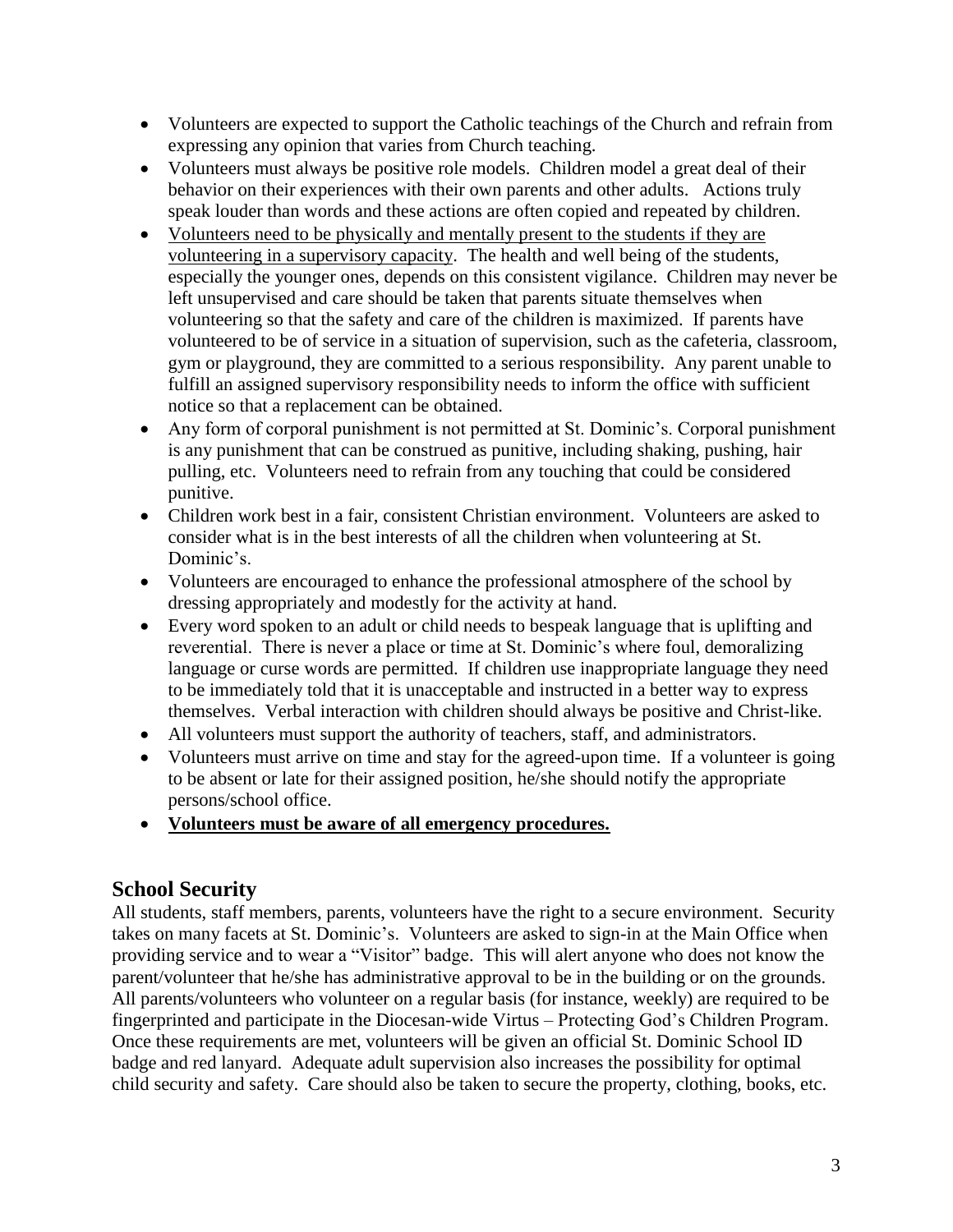- Volunteers are expected to support the Catholic teachings of the Church and refrain from expressing any opinion that varies from Church teaching.
- Volunteers must always be positive role models. Children model a great deal of their behavior on their experiences with their own parents and other adults. Actions truly speak louder than words and these actions are often copied and repeated by children.
- <u>Volunteers need to be physically and mentally present to the students if they are volunteering in a supervisory capacity</u>. The health and well being of the students, especially the younger ones, depends on this consistent vigilance. Children may never be left unsupervised and care should be taken that parents situate themselves when volunteering so that the safety and care of the children is maximized. If parents have volunteered to be of service in a situation of supervision, such as the cafeteria, classroom, gym or playground, they are committed to a serious responsibility. Any parent unable to fulfill an assigned supervisory responsibility needs to inform the office with sufficient notice so that a replacement can be obtained.
- Any form of corporal punishment is not permitted at St. Dominic's. Corporal punishment is any punishment that can be construed as punitive, including shaking, pushing, hair pulling, etc. Volunteers need to refrain from any touching that could be considered punitive.
- Children work best in a fair, consistent Christian environment. Volunteers are asked to consider what is in the best interests of all the children when volunteering at St. Dominic's.
- Volunteers are encouraged to enhance the professional atmosphere of the school by dressing appropriately and modestly for the activity at hand.
- Every word spoken to an adult or child needs to bespeak language that is uplifting and reverential. There is never a place or time at St. Dominic's where foul, demoralizing language or curse words are permitted. If children use inappropriate language they need to be immediately told that it is unacceptable and instructed in a better way to express themselves. Verbal interaction with children should always be positive and Christ-like.
- All volunteers must support the authority of teachers, staff, and administrators.
- Volunteers must arrive on time and stay for the agreed-upon time. If a volunteer is going to be absent or late for their assigned position, he/she should notify the appropriate persons/school office.
- **<u>Volunteers must be aware of all emergency procedures.</u>**

## School Security

All students, staff members, parents, volunteers have the right to a secure environment. Security takes on many facets at St. Dominic's. Volunteers are asked to sign-in at the Main Office when providing service and to wear a "Visitor" badge. This will alert anyone who does not know the parent/volunteer that he/she has administrative approval to be in the building or on the grounds. All parents/volunteers who volunteer on a regular basis (for instance, weekly) are required to be fingerprinted and participate in the Diocesan-wide Virtus – Protecting God's Children Program. Once these requirements are met, volunteers will be given an official St. Dominic School ID badge and red lanyard. Adequate adult supervision also increases the possibility for optimal child security and safety. Care should also be taken to secure the property, clothing, books, etc.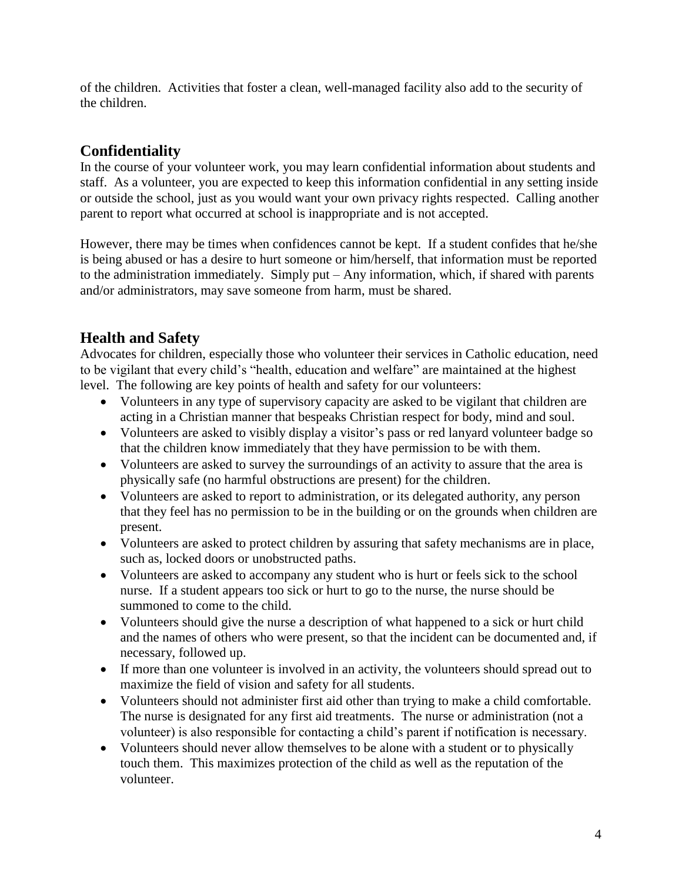of the children. Activities that foster a clean, well-managed facility also add to the security of the children.

## Confidentiality

In the course of your volunteer work, you may learn confidential information about students and staff. As a volunteer, you are expected to keep this information confidential in any setting inside or outside the school, just as you would want your own privacy rights respected. Calling another parent to report what occurred at school is inappropriate and is not accepted.

However, there may be times when confidences cannot be kept. If a student confides that he/she is being abused or has a desire to hurt someone or him/herself, that information must be reported to the administration immediately. Simply put – Any information, which, if shared with parents and/or administrators, may save someone from harm, must be shared.

## Health and Safety

Advocates for children, especially those who volunteer their services in Catholic education, need to be vigilant that every child's "health, education and welfare" are maintained at the highest level. The following are key points of health and safety for our volunteers:

- Volunteers in any type of supervisory capacity are asked to be vigilant that children are acting in a Christian manner that bespeaks Christian respect for body, mind and soul.
- Volunteers are asked to visibly display a visitor's pass or red lanyard volunteer badge so that the children know immediately that they have permission to be with them.
- Volunteers are asked to survey the surroundings of an activity to assure that the area is physically safe (no harmful obstructions are present) for the children.
- Volunteers are asked to report to administration, or its delegated authority, any person that they feel has no permission to be in the building or on the grounds when children are present.
- Volunteers are asked to protect children by assuring that safety mechanisms are in place, such as, locked doors or unobstructed paths.
- Volunteers are asked to accompany any student who is hurt or feels sick to the school nurse. If a student appears too sick or hurt to go to the nurse, the nurse should be summoned to come to the child.
- Volunteers should give the nurse a description of what happened to a sick or hurt child and the names of others who were present, so that the incident can be documented and, if necessary, followed up.
- If more than one volunteer is involved in an activity, the volunteers should spread out to maximize the field of vision and safety for all students.
- Volunteers should not administer first aid other than trying to make a child comfortable. The nurse is designated for any first aid treatments. The nurse or administration (not a volunteer) is also responsible for contacting a child's parent if notification is necessary.
- Volunteers should never allow themselves to be alone with a student or to physically touch them. This maximizes protection of the child as well as the reputation of the volunteer.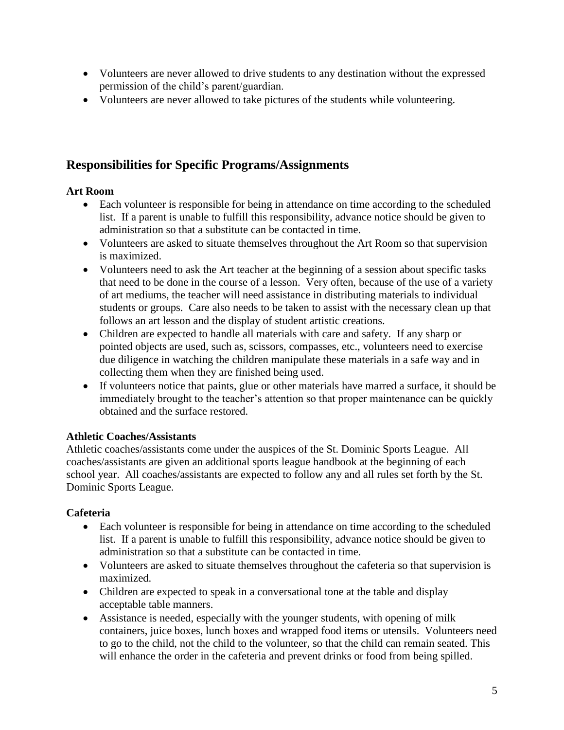- Volunteers are never allowed to drive students to any destination without the expressed permission of the child's parent/guardian.
- Volunteers are never allowed to take pictures of the students while volunteering.

## Responsibilities for Specific Programs/Assignments

### Art Room

- Each volunteer is responsible for being in attendance on time according to the scheduled list. If a parent is unable to fulfill this responsibility, advance notice should be given to administration so that a substitute can be contacted in time.
- Volunteers are asked to situate themselves throughout the Art Room so that supervision is maximized.
- Volunteers need to ask the Art teacher at the beginning of a session about specific tasks that need to be done in the course of a lesson. Very often, because of the use of a variety of art mediums, the teacher will need assistance in distributing materials to individual students or groups. Care also needs to be taken to assist with the necessary clean up that follows an art lesson and the display of student artistic creations.
- Children are expected to handle all materials with care and safety. If any sharp or pointed objects are used, such as, scissors, compasses, etc., volunteers need to exercise due diligence in watching the children manipulate these materials in a safe way and in collecting them when they are finished being used.
- If volunteers notice that paints, glue or other materials have marred a surface, it should be immediately brought to the teacher's attention so that proper maintenance can be quickly obtained and the surface restored.

### Athletic Coaches/Assistants

Athletic coaches/assistants come under the auspices of the St. Dominic Sports League. All coaches/assistants are given an additional sports league handbook at the beginning of each school year. All coaches/assistants are expected to follow any and all rules set forth by the St. Dominic Sports League.

### Cafeteria

- Each volunteer is responsible for being in attendance on time according to the scheduled list. If a parent is unable to fulfill this responsibility, advance notice should be given to administration so that a substitute can be contacted in time.
- Volunteers are asked to situate themselves throughout the cafeteria so that supervision is maximized.
- Children are expected to speak in a conversational tone at the table and display acceptable table manners.
- Assistance is needed, especially with the younger students, with opening of milk containers, juice boxes, lunch boxes and wrapped food items or utensils. Volunteers need to go to the child, not the child to the volunteer, so that the child can remain seated. This will enhance the order in the cafeteria and prevent drinks or food from being spilled.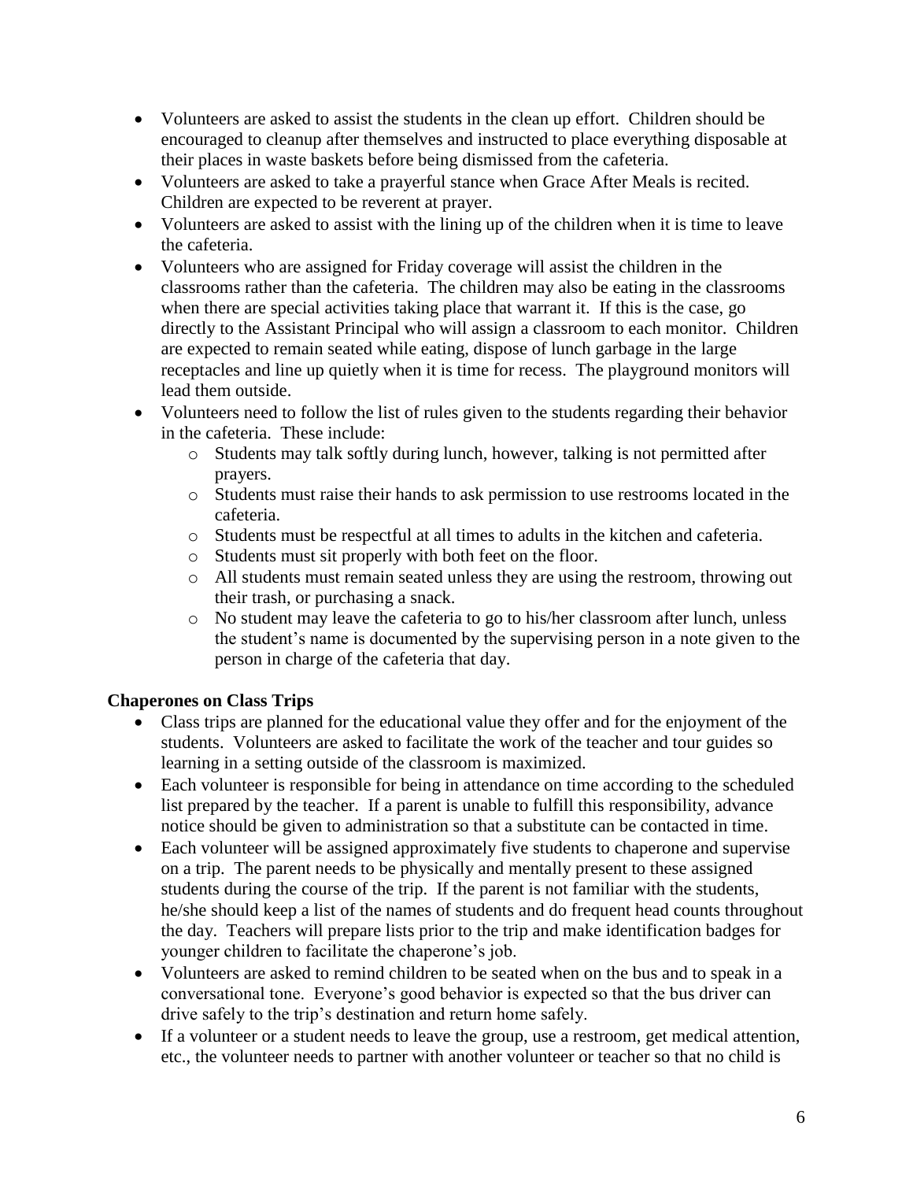- Volunteers are asked to assist the students in the clean up effort. Children should be encouraged to cleanup after themselves and instructed to place everything disposable at their places in waste baskets before being dismissed from the cafeteria.
- Volunteers are asked to take a prayerful stance when Grace After Meals is recited. Children are expected to be reverent at prayer.
- Volunteers are asked to assist with the lining up of the children when it is time to leave the cafeteria.
- Volunteers who are assigned for Friday coverage will assist the children in the classrooms rather than the cafeteria. The children may also be eating in the classrooms when there are special activities taking place that warrant it. If this is the case, go directly to the Assistant Principal who will assign a classroom to each monitor. Children are expected to remain seated while eating, dispose of lunch garbage in the large receptacles and line up quietly when it is time for recess. The playground monitors will lead them outside.
- Volunteers need to follow the list of rules given to the students regarding their behavior in the cafeteria. These include:
    - Students may talk softly during lunch, however, talking is not permitted after prayers.
    - Students must raise their hands to ask permission to use restrooms located in the cafeteria.
    - Students must be respectful at all times to adults in the kitchen and cafeteria.
    - Students must sit properly with both feet on the floor.
    - All students must remain seated unless they are using the restroom, throwing out their trash, or purchasing a snack.
    - No student may leave the cafeteria to go to his/her classroom after lunch, unless the student's name is documented by the supervising person in a note given to the person in charge of the cafeteria that day.

**Chaperones on Class Trips**

- Class trips are planned for the educational value they offer and for the enjoyment of the students. Volunteers are asked to facilitate the work of the teacher and tour guides so learning in a setting outside of the classroom is maximized.
- Each volunteer is responsible for being in attendance on time according to the scheduled list prepared by the teacher. If a parent is unable to fulfill this responsibility, advance notice should be given to administration so that a substitute can be contacted in time.
- Each volunteer will be assigned approximately five students to chaperone and supervise on a trip. The parent needs to be physically and mentally present to these assigned students during the course of the trip. If the parent is not familiar with the students, he/she should keep a list of the names of students and do frequent head counts throughout the day. Teachers will prepare lists prior to the trip and make identification badges for younger children to facilitate the chaperone's job.
- Volunteers are asked to remind children to be seated when on the bus and to speak in a conversational tone. Everyone's good behavior is expected so that the bus driver can drive safely to the trip's destination and return home safely.
- If a volunteer or a student needs to leave the group, use a restroom, get medical attention, etc., the volunteer needs to partner with another volunteer or teacher so that no child is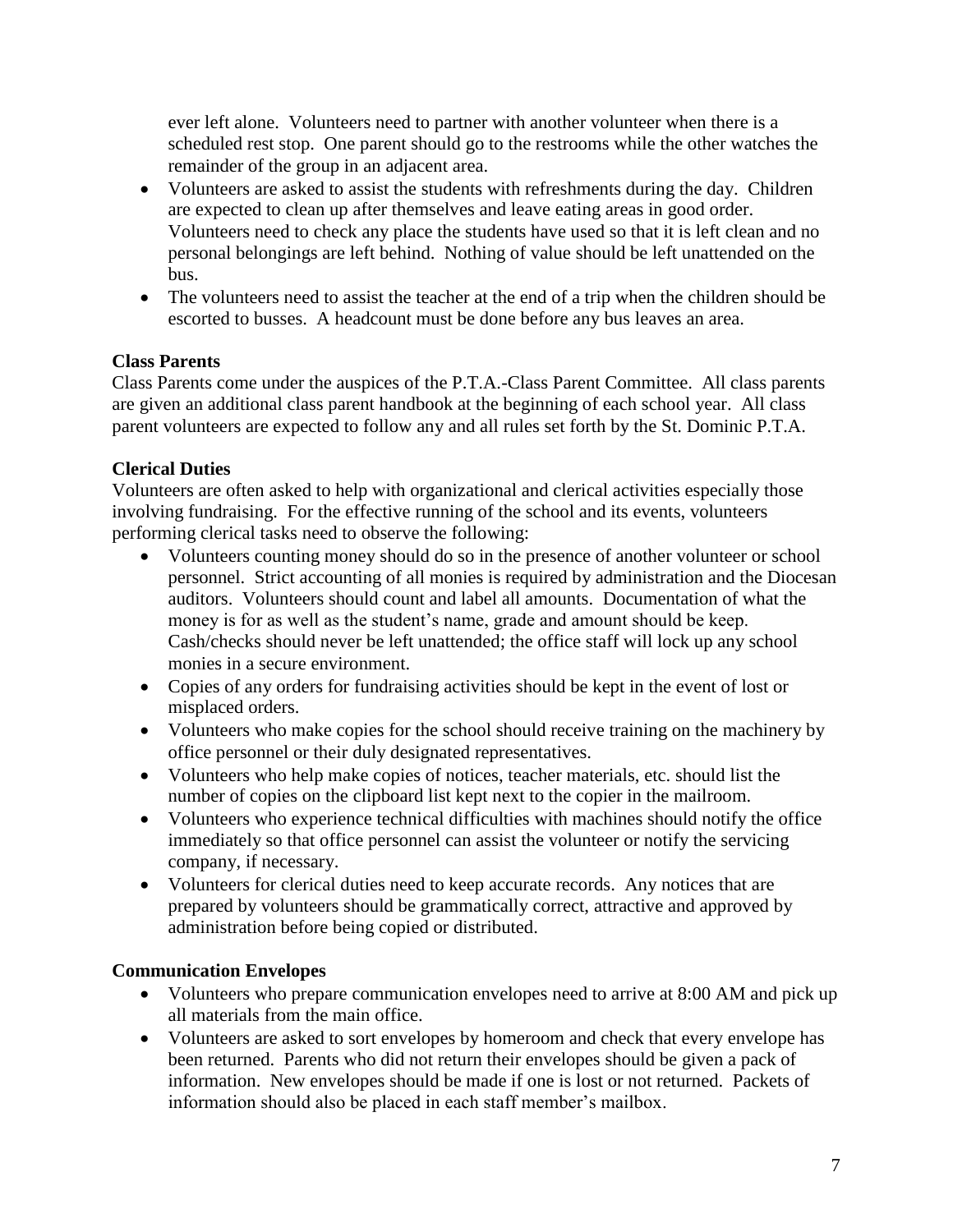ever left alone. Volunteers need to partner with another volunteer when there is a scheduled rest stop. One parent should go to the restrooms while the other watches the remainder of the group in an adjacent area.

- Volunteers are asked to assist the students with refreshments during the day. Children are expected to clean up after themselves and leave eating areas in good order. Volunteers need to check any place the students have used so that it is left clean and no personal belongings are left behind. Nothing of value should be left unattended on the bus.
- The volunteers need to assist the teacher at the end of a trip when the children should be escorted to busses. A headcount must be done before any bus leaves an area.

**Class Parents**

Class Parents come under the auspices of the P.T.A.-Class Parent Committee. All class parents are given an additional class parent handbook at the beginning of each school year. All class parent volunteers are expected to follow any and all rules set forth by the St. Dominic P.T.A.

**Clerical Duties**

Volunteers are often asked to help with organizational and clerical activities especially those involving fundraising. For the effective running of the school and its events, volunteers performing clerical tasks need to observe the following:

- Volunteers counting money should do so in the presence of another volunteer or school personnel. Strict accounting of all monies is required by administration and the Diocesan auditors. Volunteers should count and label all amounts. Documentation of what the money is for as well as the student's name, grade and amount should be keep. Cash/checks should never be left unattended; the office staff will lock up any school monies in a secure environment.
- Copies of any orders for fundraising activities should be kept in the event of lost or misplaced orders.
- Volunteers who make copies for the school should receive training on the machinery by office personnel or their duly designated representatives.
- Volunteers who help make copies of notices, teacher materials, etc. should list the number of copies on the clipboard list kept next to the copier in the mailroom.
- Volunteers who experience technical difficulties with machines should notify the office immediately so that office personnel can assist the volunteer or notify the servicing company, if necessary.
- Volunteers for clerical duties need to keep accurate records. Any notices that are prepared by volunteers should be grammatically correct, attractive and approved by administration before being copied or distributed.

**Communication Envelopes**

- Volunteers who prepare communication envelopes need to arrive at 8:00 AM and pick up all materials from the main office.
- Volunteers are asked to sort envelopes by homeroom and check that every envelope has been returned. Parents who did not return their envelopes should be given a pack of information. New envelopes should be made if one is lost or not returned. Packets of information should also be placed in each staff member's mailbox.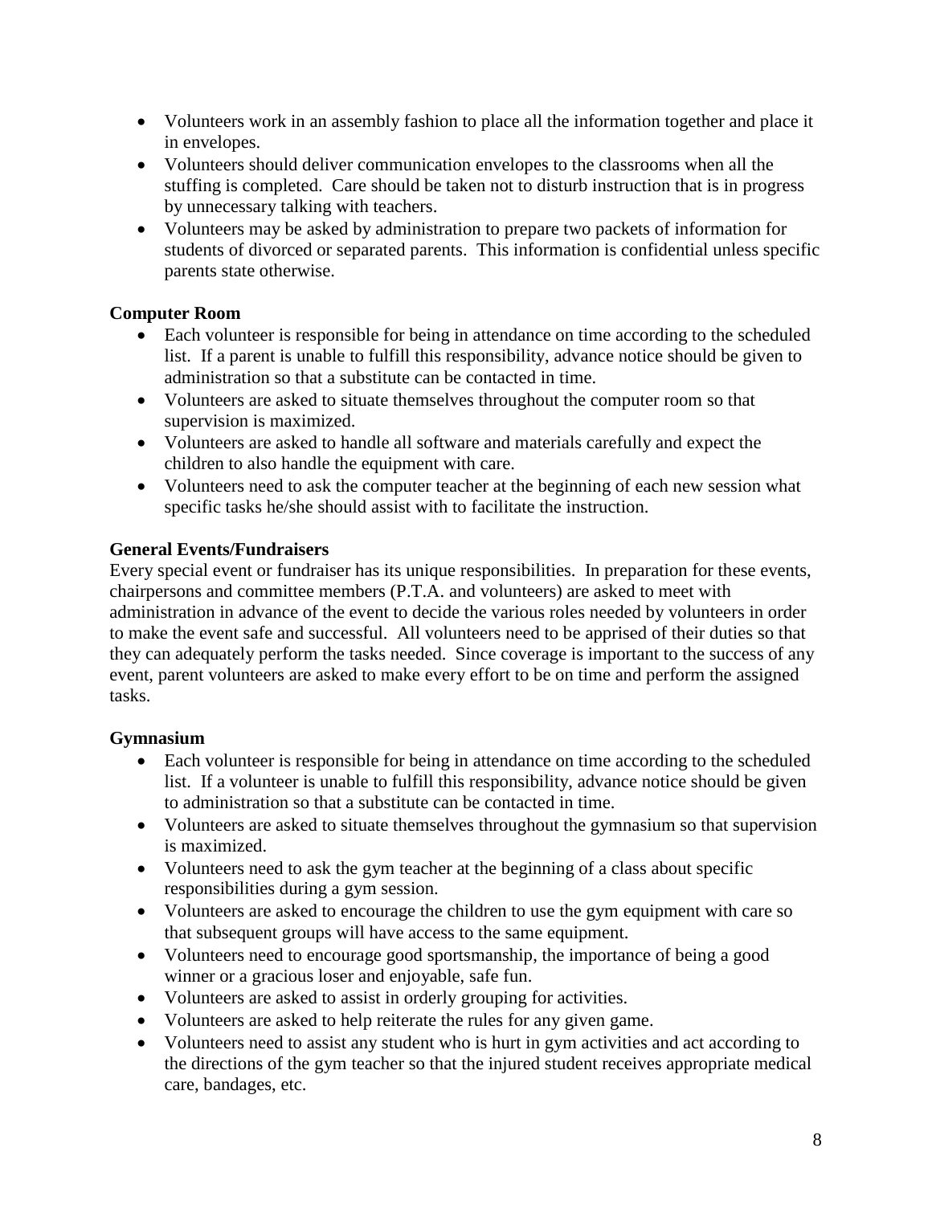- Volunteers work in an assembly fashion to place all the information together and place it in envelopes.
- Volunteers should deliver communication envelopes to the classrooms when all the stuffing is completed. Care should be taken not to disturb instruction that is in progress by unnecessary talking with teachers.
- Volunteers may be asked by administration to prepare two packets of information for students of divorced or separated parents. This information is confidential unless specific parents state otherwise.

**Computer Room**

- Each volunteer is responsible for being in attendance on time according to the scheduled list. If a parent is unable to fulfill this responsibility, advance notice should be given to administration so that a substitute can be contacted in time.
- Volunteers are asked to situate themselves throughout the computer room so that supervision is maximized.
- Volunteers are asked to handle all software and materials carefully and expect the children to also handle the equipment with care.
- Volunteers need to ask the computer teacher at the beginning of each new session what specific tasks he/she should assist with to facilitate the instruction.

**General Events/Fundraisers**

Every special event or fundraiser has its unique responsibilities. In preparation for these events, chairpersons and committee members (P.T.A. and volunteers) are asked to meet with administration in advance of the event to decide the various roles needed by volunteers in order to make the event safe and successful. All volunteers need to be apprised of their duties so that they can adequately perform the tasks needed. Since coverage is important to the success of any event, parent volunteers are asked to make every effort to be on time and perform the assigned tasks.

**Gymnasium**

- Each volunteer is responsible for being in attendance on time according to the scheduled list. If a volunteer is unable to fulfill this responsibility, advance notice should be given to administration so that a substitute can be contacted in time.
- Volunteers are asked to situate themselves throughout the gymnasium so that supervision is maximized.
- Volunteers need to ask the gym teacher at the beginning of a class about specific responsibilities during a gym session.
- Volunteers are asked to encourage the children to use the gym equipment with care so that subsequent groups will have access to the same equipment.
- Volunteers need to encourage good sportsmanship, the importance of being a good winner or a gracious loser and enjoyable, safe fun.
- Volunteers are asked to assist in orderly grouping for activities.
- Volunteers are asked to help reiterate the rules for any given game.
- Volunteers need to assist any student who is hurt in gym activities and act according to the directions of the gym teacher so that the injured student receives appropriate medical care, bandages, etc.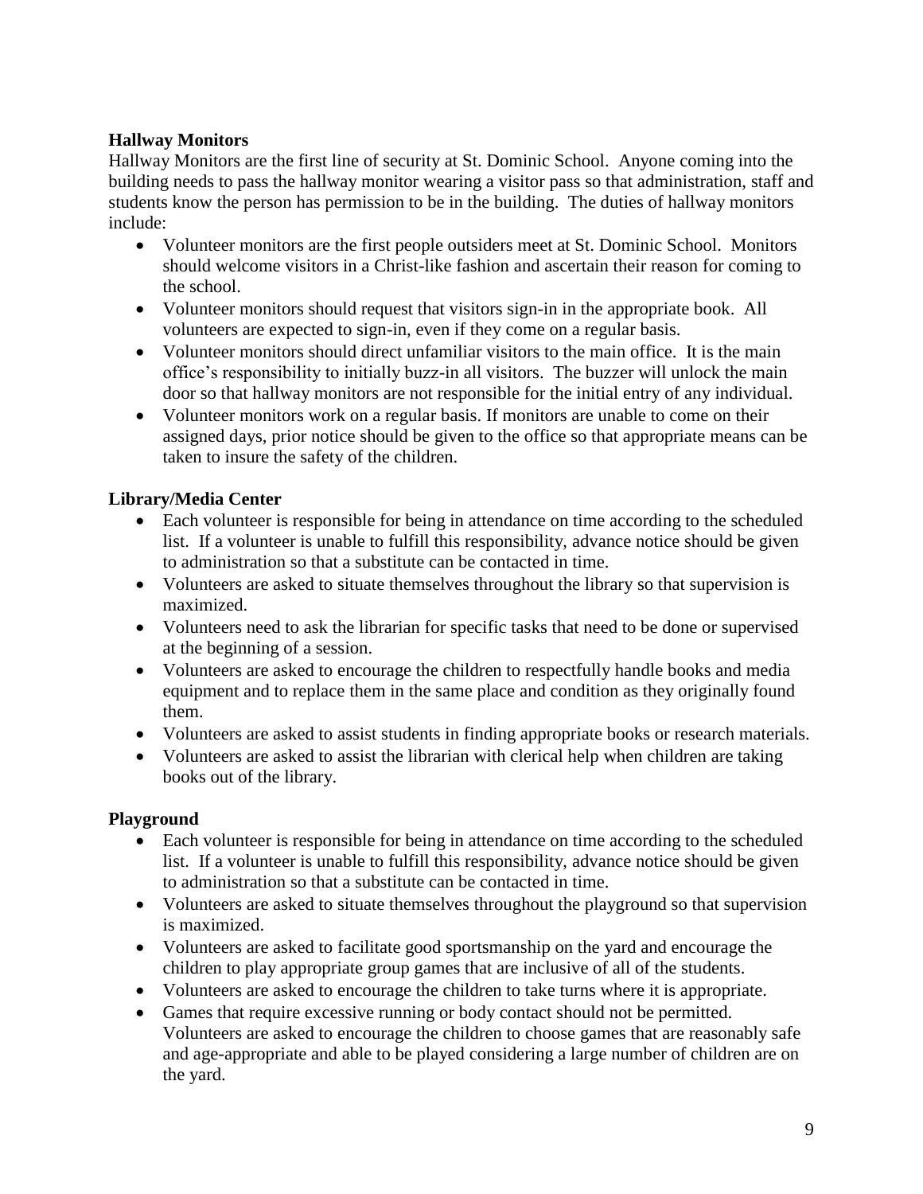**Hallway Monitors**

Hallway Monitors are the first line of security at St. Dominic School. Anyone coming into the building needs to pass the hallway monitor wearing a visitor pass so that administration, staff and students know the person has permission to be in the building. The duties of hallway monitors include:

- Volunteer monitors are the first people outsiders meet at St. Dominic School. Monitors should welcome visitors in a Christ-like fashion and ascertain their reason for coming to the school.
- Volunteer monitors should request that visitors sign-in in the appropriate book. All volunteers are expected to sign-in, even if they come on a regular basis.
- Volunteer monitors should direct unfamiliar visitors to the main office. It is the main office's responsibility to initially buzz-in all visitors. The buzzer will unlock the main door so that hallway monitors are not responsible for the initial entry of any individual.
- Volunteer monitors work on a regular basis. If monitors are unable to come on their assigned days, prior notice should be given to the office so that appropriate means can be taken to insure the safety of the children.

**Library/Media Center**

- Each volunteer is responsible for being in attendance on time according to the scheduled list. If a volunteer is unable to fulfill this responsibility, advance notice should be given to administration so that a substitute can be contacted in time.
- Volunteers are asked to situate themselves throughout the library so that supervision is maximized.
- Volunteers need to ask the librarian for specific tasks that need to be done or supervised at the beginning of a session.
- Volunteers are asked to encourage the children to respectfully handle books and media equipment and to replace them in the same place and condition as they originally found them.
- Volunteers are asked to assist students in finding appropriate books or research materials.
- Volunteers are asked to assist the librarian with clerical help when children are taking books out of the library.

**Playground**

- Each volunteer is responsible for being in attendance on time according to the scheduled list. If a volunteer is unable to fulfill this responsibility, advance notice should be given to administration so that a substitute can be contacted in time.
- Volunteers are asked to situate themselves throughout the playground so that supervision is maximized.
- Volunteers are asked to facilitate good sportsmanship on the yard and encourage the children to play appropriate group games that are inclusive of all of the students.
- Volunteers are asked to encourage the children to take turns where it is appropriate.
- Games that require excessive running or body contact should not be permitted. Volunteers are asked to encourage the children to choose games that are reasonably safe and age-appropriate and able to be played considering a large number of children are on the yard.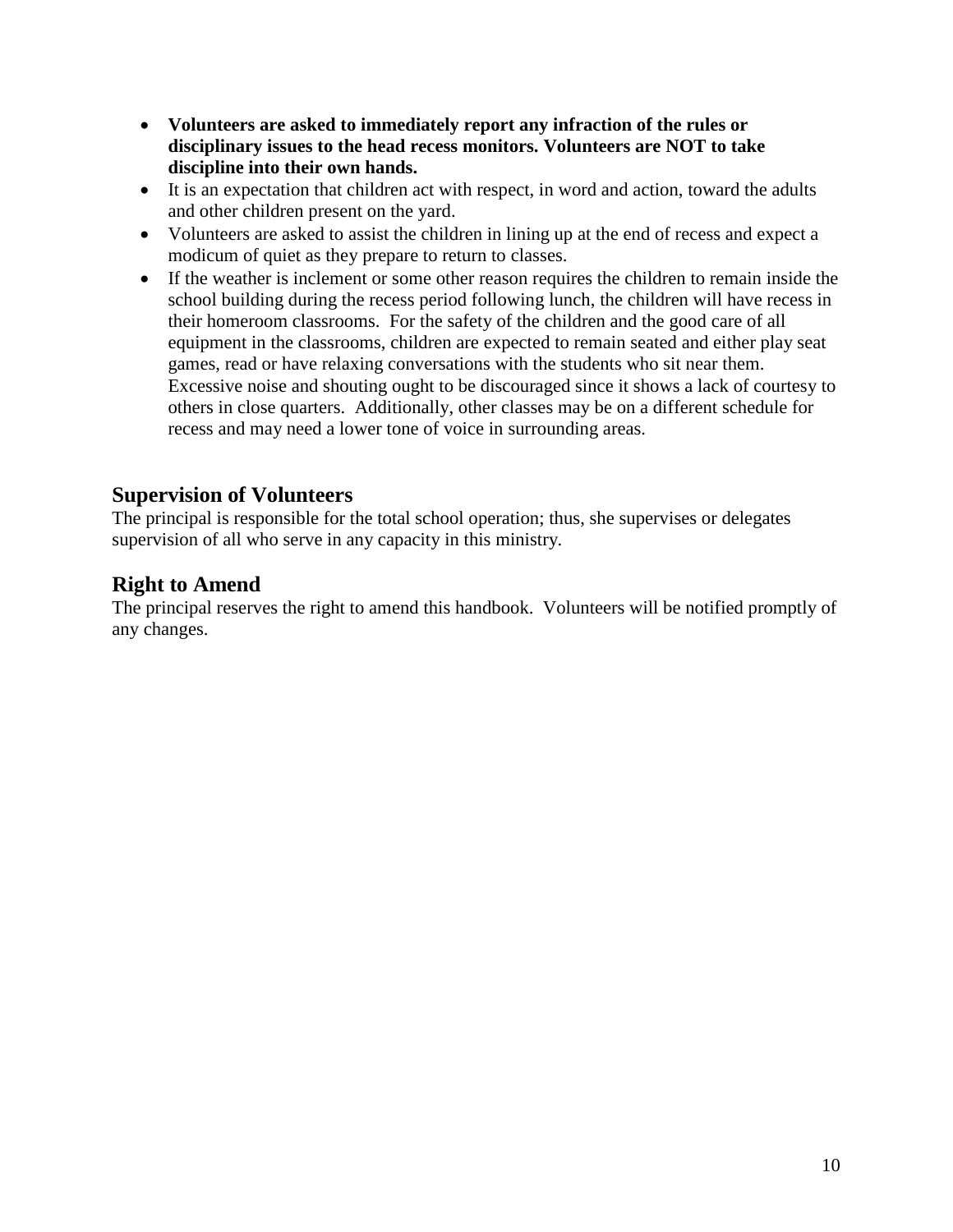- **Volunteers are asked to immediately report any infraction of the rules or disciplinary issues to the head recess monitors. Volunteers are NOT to take discipline into their own hands.**
- It is an expectation that children act with respect, in word and action, toward the adults and other children present on the yard.
- Volunteers are asked to assist the children in lining up at the end of recess and expect a modicum of quiet as they prepare to return to classes.
- If the weather is inclement or some other reason requires the children to remain inside the school building during the recess period following lunch, the children will have recess in their homeroom classrooms. For the safety of the children and the good care of all equipment in the classrooms, children are expected to remain seated and either play seat games, read or have relaxing conversations with the students who sit near them. Excessive noise and shouting ought to be discouraged since it shows a lack of courtesy to others in close quarters. Additionally, other classes may be on a different schedule for recess and may need a lower tone of voice in surrounding areas.

## Supervision of Volunteers

The principal is responsible for the total school operation; thus, she supervises or delegates supervision of all who serve in any capacity in this ministry.

## Right to Amend

The principal reserves the right to amend this handbook. Volunteers will be notified promptly of any changes.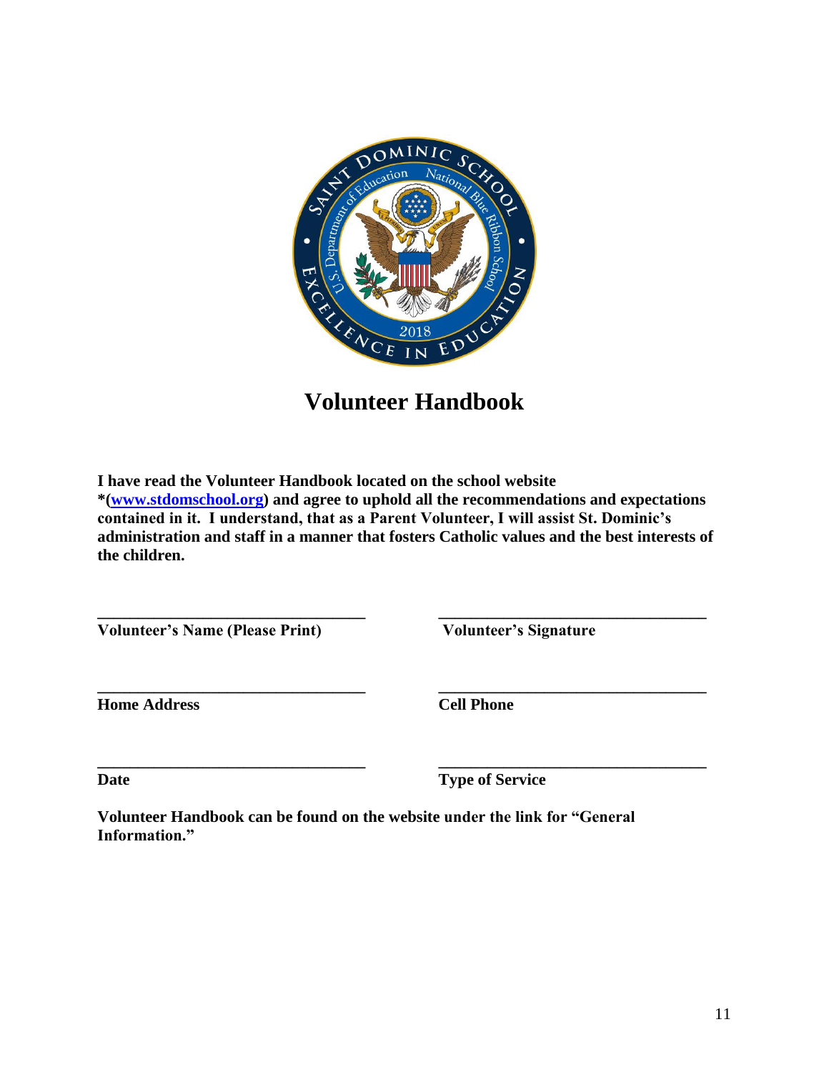# Volunteer Handbook

**I have read the Volunteer Handbook located on the school website *([www.stdomschool.org](http://www.stdomschool.org)) and agree to uphold all the recommendations and expectations contained in it. I understand, that as a Parent Volunteer, I will assist St. Dominic's administration and staff in a manner that fosters Catholic values and the best interests of the children.**

| | |
|---|---|
| ______________________________ | ______________________________ |
| **Volunteer's Name (Please Print)** | **Volunteer's Signature** |
| ______________________________ | ______________________________ |
| **Home Address** | **Cell Phone** |
| ______________________________ | ______________________________ |
| **Date** | **Type of Service** |

**Volunteer Handbook can be found on the website under the link for "General Information."**